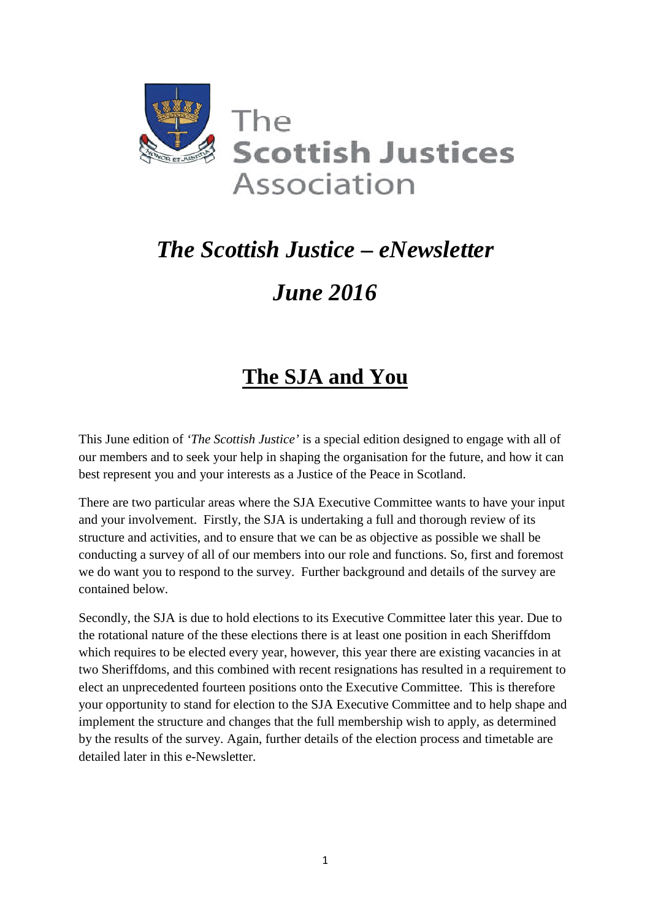The **Scottish Justices** Association

# *The Scottish Justice – eNewsletter*

# *June 2016*

## The SJA and You

This June edition of *'The Scottish Justice'* is a special edition designed to engage with all of our members and to seek your help in shaping the organisation for the future, and how it can best represent you and your interests as a Justice of the Peace in Scotland.

There are two particular areas where the SJA Executive Committee wants to have your input and your involvement. Firstly, the SJA is undertaking a full and thorough review of its structure and activities, and to ensure that we can be as objective as possible we shall be conducting a survey of all of our members into our role and functions. So, first and foremost we do want you to respond to the survey. Further background and details of the survey are contained below.

Secondly, the SJA is due to hold elections to its Executive Committee later this year. Due to the rotational nature of the these elections there is at least one position in each Sheriffdom which requires to be elected every year, however, this year there are existing vacancies in at two Sheriffdoms, and this combined with recent resignations has resulted in a requirement to elect an unprecedented fourteen positions onto the Executive Committee. This is therefore your opportunity to stand for election to the SJA Executive Committee and to help shape and implement the structure and changes that the full membership wish to apply, as determined by the results of the survey. Again, further details of the election process and timetable are detailed later in this e-Newsletter.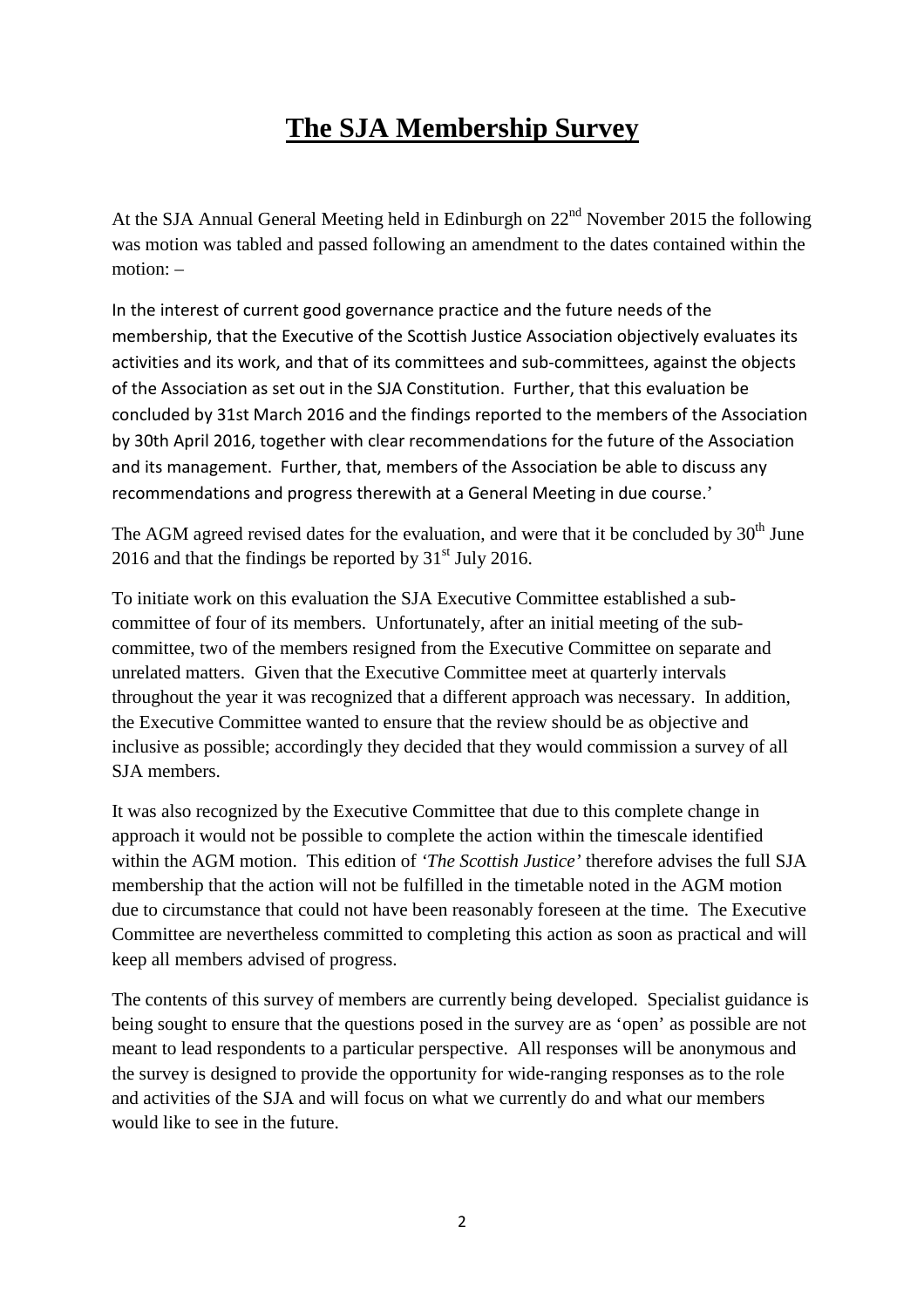# The SJA Membership Survey

At the SJA Annual General Meeting held in Edinburgh on 22nd November 2015 the following was motion was tabled and passed following an amendment to the dates contained within the motion: –

In the interest of current good governance practice and the future needs of the membership, that the Executive of the Scottish Justice Association objectively evaluates its activities and its work, and that of its committees and sub-committees, against the objects of the Association as set out in the SJA Constitution. Further, that this evaluation be concluded by 31st March 2016 and the findings reported to the members of the Association by 30th April 2016, together with clear recommendations for the future of the Association and its management. Further, that, members of the Association be able to discuss any recommendations and progress therewith at a General Meeting in due course.'

The AGM agreed revised dates for the evaluation, and were that it be concluded by 30th June 2016 and that the findings be reported by 31st July 2016.

To initiate work on this evaluation the SJA Executive Committee established a sub-committee of four of its members. Unfortunately, after an initial meeting of the sub-committee, two of the members resigned from the Executive Committee on separate and unrelated matters. Given that the Executive Committee meet at quarterly intervals throughout the year it was recognized that a different approach was necessary. In addition, the Executive Committee wanted to ensure that the review should be as objective and inclusive as possible; accordingly they decided that they would commission a survey of all SJA members.

It was also recognized by the Executive Committee that due to this complete change in approach it would not be possible to complete the action within the timescale identified within the AGM motion. This edition of *'The Scottish Justice'* therefore advises the full SJA membership that the action will not be fulfilled in the timetable noted in the AGM motion due to circumstance that could not have been reasonably foreseen at the time. The Executive Committee are nevertheless committed to completing this action as soon as practical and will keep all members advised of progress.

The contents of this survey of members are currently being developed. Specialist guidance is being sought to ensure that the questions posed in the survey are as 'open' as possible are not meant to lead respondents to a particular perspective. All responses will be anonymous and the survey is designed to provide the opportunity for wide-ranging responses as to the role and activities of the SJA and will focus on what we currently do and what our members would like to see in the future.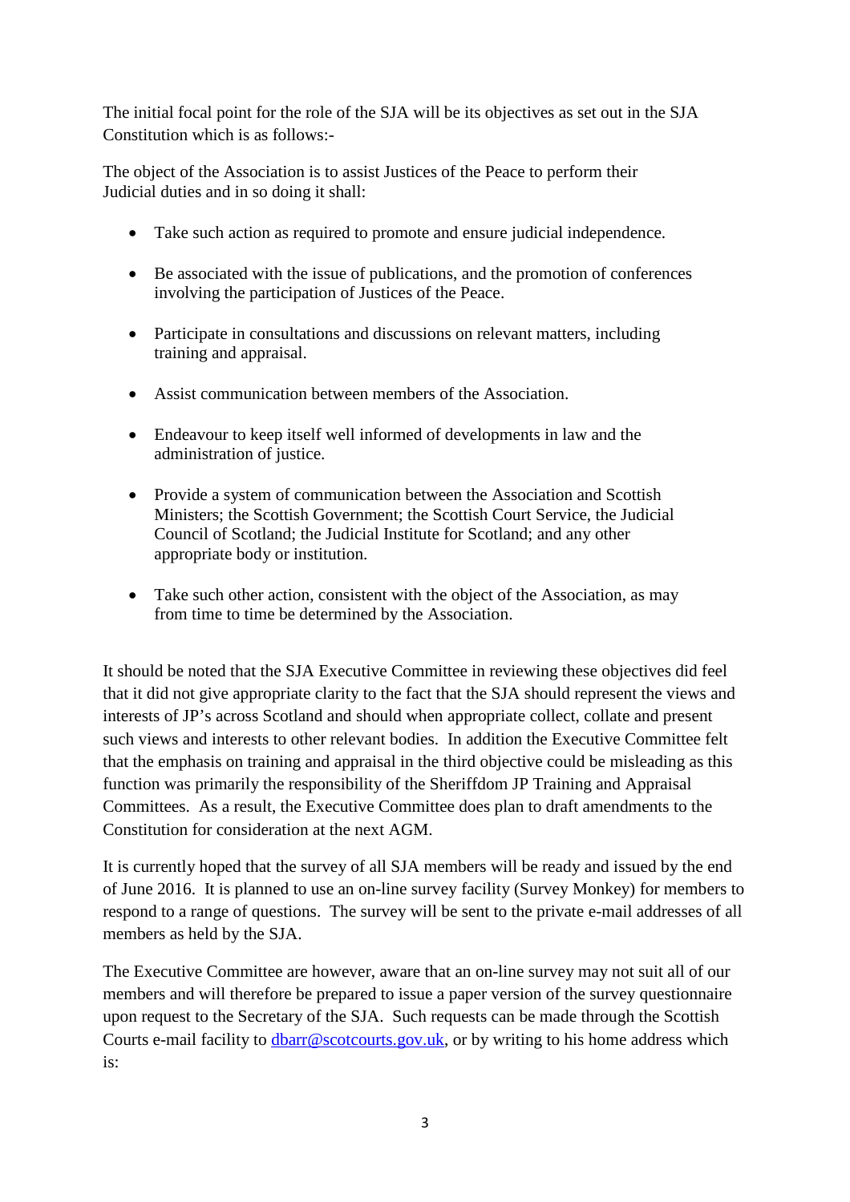The initial focal point for the role of the SJA will be its objectives as set out in the SJA Constitution which is as follows:-

The object of the Association is to assist Justices of the Peace to perform their Judicial duties and in so doing it shall:

- Take such action as required to promote and ensure judicial independence.
- Be associated with the issue of publications, and the promotion of conferences involving the participation of Justices of the Peace.
- Participate in consultations and discussions on relevant matters, including training and appraisal.
- Assist communication between members of the Association.
- Endeavour to keep itself well informed of developments in law and the administration of justice.
- Provide a system of communication between the Association and Scottish Ministers; the Scottish Government; the Scottish Court Service, the Judicial Council of Scotland; the Judicial Institute for Scotland; and any other appropriate body or institution.
- Take such other action, consistent with the object of the Association, as may from time to time be determined by the Association.

It should be noted that the SJA Executive Committee in reviewing these objectives did feel that it did not give appropriate clarity to the fact that the SJA should represent the views and interests of JP's across Scotland and should when appropriate collect, collate and present such views and interests to other relevant bodies. In addition the Executive Committee felt that the emphasis on training and appraisal in the third objective could be misleading as this function was primarily the responsibility of the Sheriffdom JP Training and Appraisal Committees. As a result, the Executive Committee does plan to draft amendments to the Constitution for consideration at the next AGM.

It is currently hoped that the survey of all SJA members will be ready and issued by the end of June 2016. It is planned to use an on-line survey facility (Survey Monkey) for members to respond to a range of questions. The survey will be sent to the private e-mail addresses of all members as held by the SJA.

The Executive Committee are however, aware that an on-line survey may not suit all of our members and will therefore be prepared to issue a paper version of the survey questionnaire upon request to the Secretary of the SJA. Such requests can be made through the Scottish Courts e-mail facility to dbarr@scotcourts.gov.uk, or by writing to his home address which is: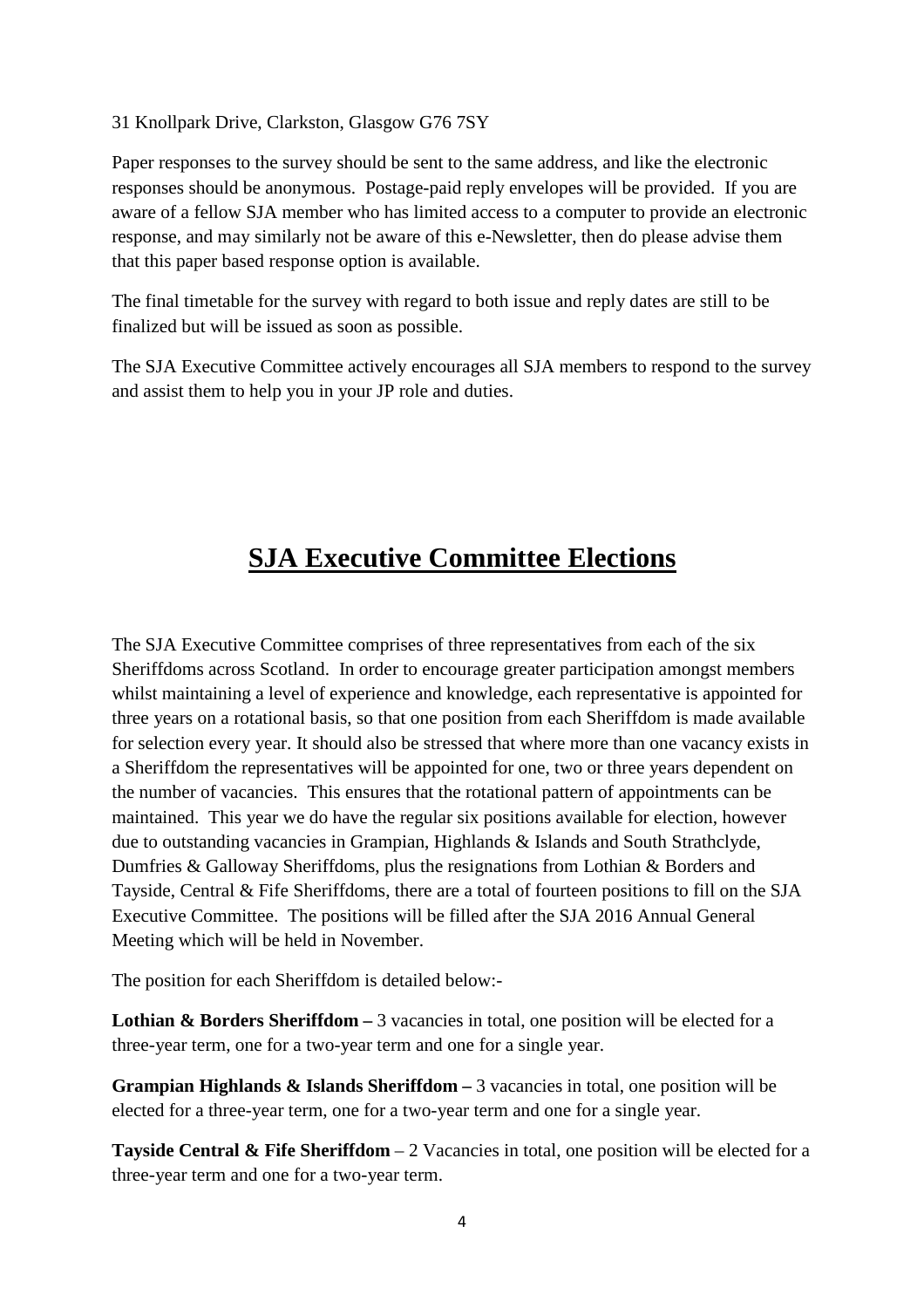31 Knollpark Drive, Clarkston, Glasgow G76 7SY

Paper responses to the survey should be sent to the same address, and like the electronic responses should be anonymous. Postage-paid reply envelopes will be provided. If you are aware of a fellow SJA member who has limited access to a computer to provide an electronic response, and may similarly not be aware of this e-Newsletter, then do please advise them that this paper based response option is available.

The final timetable for the survey with regard to both issue and reply dates are still to be finalized but will be issued as soon as possible.

The SJA Executive Committee actively encourages all SJA members to respond to the survey and assist them to help you in your JP role and duties.

## SJA Executive Committee Elections

The SJA Executive Committee comprises of three representatives from each of the six Sheriffdoms across Scotland. In order to encourage greater participation amongst members whilst maintaining a level of experience and knowledge, each representative is appointed for three years on a rotational basis, so that one position from each Sheriffdom is made available for selection every year. It should also be stressed that where more than one vacancy exists in a Sheriffdom the representatives will be appointed for one, two or three years dependent on the number of vacancies. This ensures that the rotational pattern of appointments can be maintained. This year we do have the regular six positions available for election, however due to outstanding vacancies in Grampian, Highlands & Islands and South Strathclyde, Dumfries & Galloway Sheriffdoms, plus the resignations from Lothian & Borders and Tayside, Central & Fife Sheriffdoms, there are a total of fourteen positions to fill on the SJA Executive Committee. The positions will be filled after the SJA 2016 Annual General Meeting which will be held in November.

The position for each Sheriffdom is detailed below:-

**Lothian & Borders Sheriffdom –** 3 vacancies in total, one position will be elected for a three-year term, one for a two-year term and one for a single year.

**Grampian Highlands & Islands Sheriffdom –** 3 vacancies in total, one position will be elected for a three-year term, one for a two-year term and one for a single year.

**Tayside Central & Fife Sheriffdom** – 2 Vacancies in total, one position will be elected for a three-year term and one for a two-year term.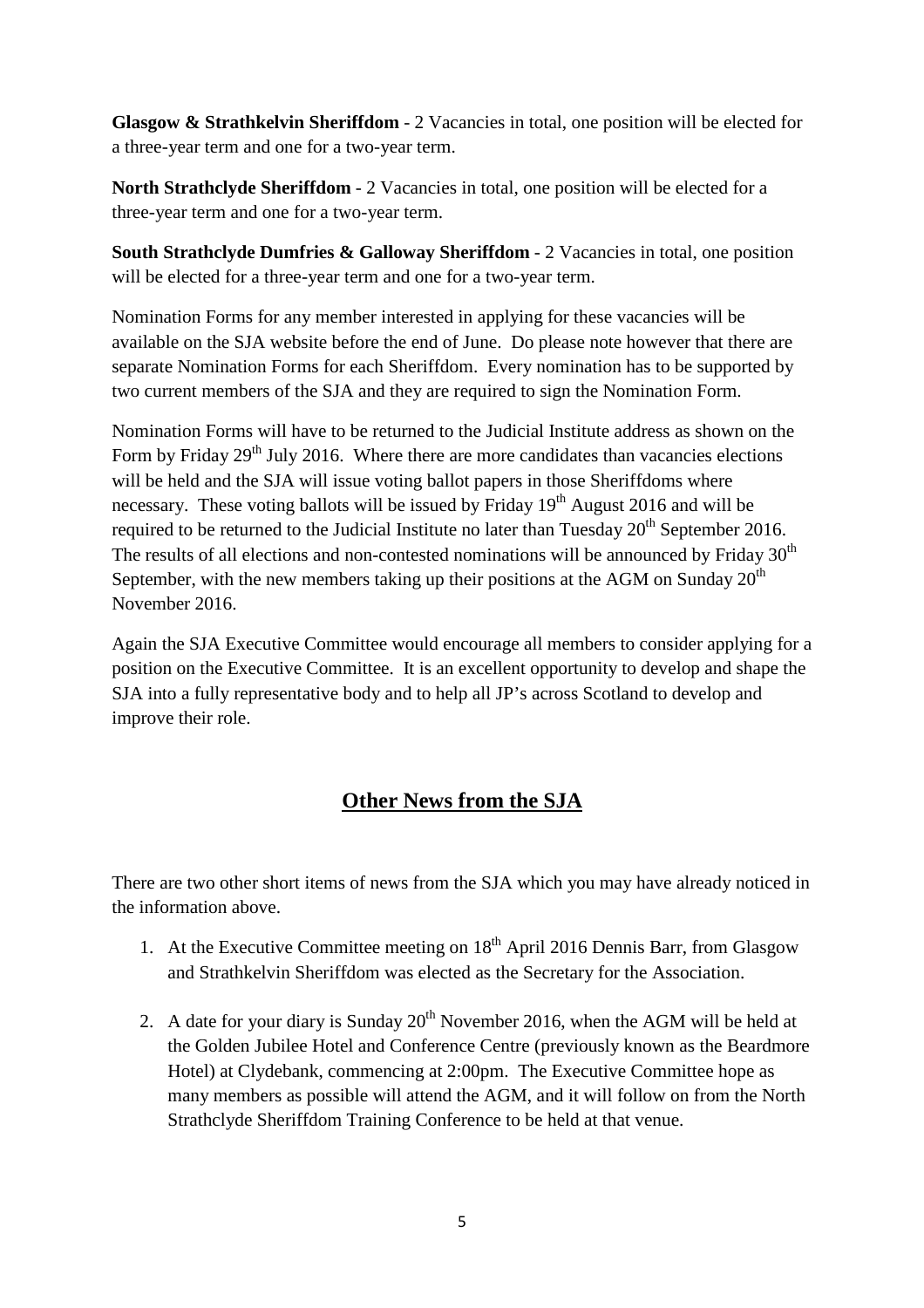**Glasgow & Strathkelvin Sheriffdom** - 2 Vacancies in total, one position will be elected for a three-year term and one for a two-year term.

**North Strathclyde Sheriffdom** - 2 Vacancies in total, one position will be elected for a three-year term and one for a two-year term.

**South Strathclyde Dumfries & Galloway Sheriffdom** - 2 Vacancies in total, one position will be elected for a three-year term and one for a two-year term.

Nomination Forms for any member interested in applying for these vacancies will be available on the SJA website before the end of June. Do please note however that there are separate Nomination Forms for each Sheriffdom. Every nomination has to be supported by two current members of the SJA and they are required to sign the Nomination Form.

Nomination Forms will have to be returned to the Judicial Institute address as shown on the Form by Friday 29th July 2016. Where there are more candidates than vacancies elections will be held and the SJA will issue voting ballot papers in those Sheriffdoms where necessary. These voting ballots will be issued by Friday 19th August 2016 and will be required to be returned to the Judicial Institute no later than Tuesday 20th September 2016. The results of all elections and non-contested nominations will be announced by Friday 30th September, with the new members taking up their positions at the AGM on Sunday 20th November 2016.

Again the SJA Executive Committee would encourage all members to consider applying for a position on the Executive Committee. It is an excellent opportunity to develop and shape the SJA into a fully representative body and to help all JP's across Scotland to develop and improve their role.

## Other News from the SJA

There are two other short items of news from the SJA which you may have already noticed in the information above.

1. At the Executive Committee meeting on 18th April 2016 Dennis Barr, from Glasgow and Strathkelvin Sheriffdom was elected as the Secretary for the Association.

2. A date for your diary is Sunday 20th November 2016, when the AGM will be held at the Golden Jubilee Hotel and Conference Centre (previously known as the Beardmore Hotel) at Clydebank, commencing at 2:00pm. The Executive Committee hope as many members as possible will attend the AGM, and it will follow on from the North Strathclyde Sheriffdom Training Conference to be held at that venue.